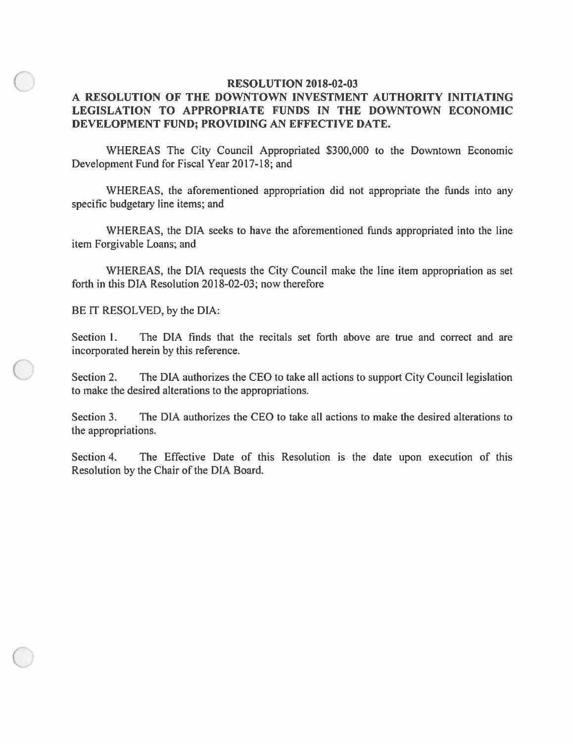# RESOLUTION 2018-02-03

## A RESOLUTION OF THE DOWNTOWN INVESTMENT AUTHORITY INITIATING LEGISLATION TO APPROPRIATE FUNDS IN THE DOWNTOWN ECONOMIC DEVELOPMENT FUND; PROVIDING AN EFFECTIVE DATE.

WHEREAS The City Council Appropriated $300,000 to the Downtown Economic Development Fund for Fiscal Year 2017-18; and

WHEREAS, the aforementioned appropriation did not appropriate the funds into any specific budgetary line items; and

WHEREAS, the DIA seeks to have the aforementioned funds appropriated into the line item Forgivable Loans; and

WHEREAS, the DIA requests the City Council make the line item appropriation as set forth in this DIA Resolution 2018-02-03; now therefore

BE IT RESOLVED, by the DIA:

Section 1. The DIA finds that the recitals set forth above are true and correct and are incorporated herein by this reference.

Section 2. The DIA authorizes the CEO to take all actions to support City Council legislation to make the desired alterations to the appropriations.

Section 3. The DIA authorizes the CEO to take all actions to make the desired alterations to the appropriations.

Section 4. The Effective Date of this Resolution is the date upon execution of this Resolution by the Chair of the DIA Board.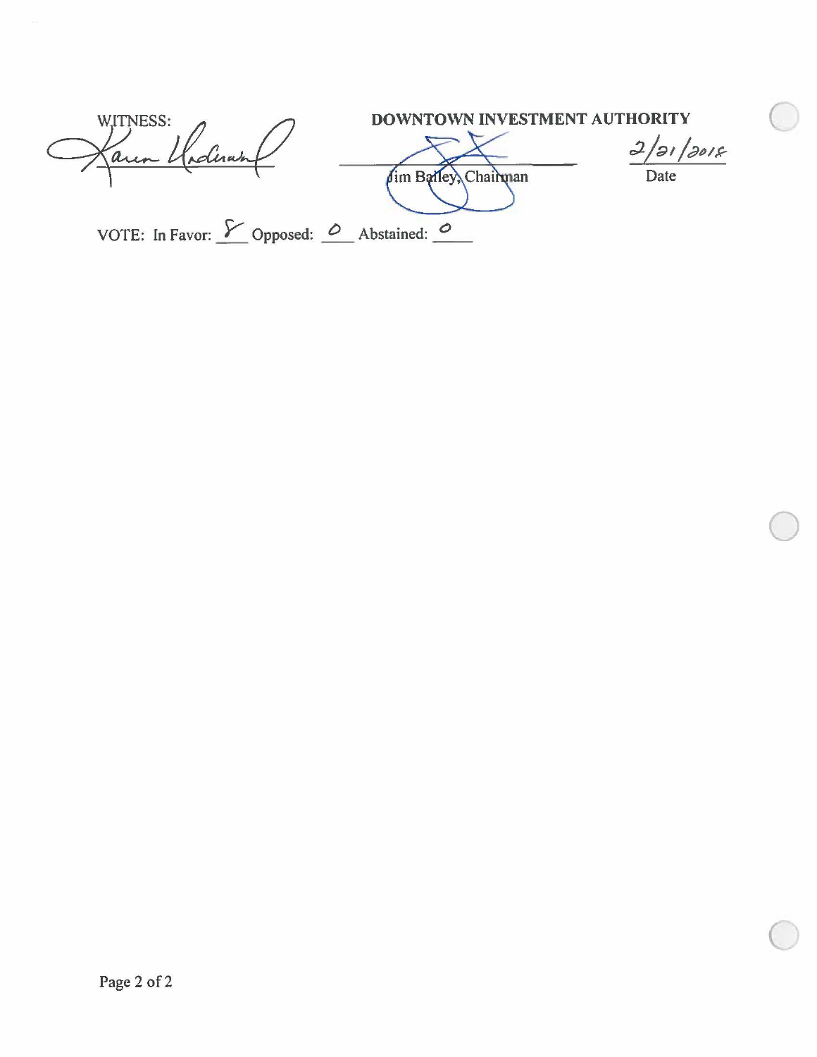WITNESS:

DOWNTOWN INVESTMENT AUTHORITY

Jim Bailey, Chairman

2/21/2018

Date

VOTE: In Favor: 8 Opposed: 0 Abstained: 0